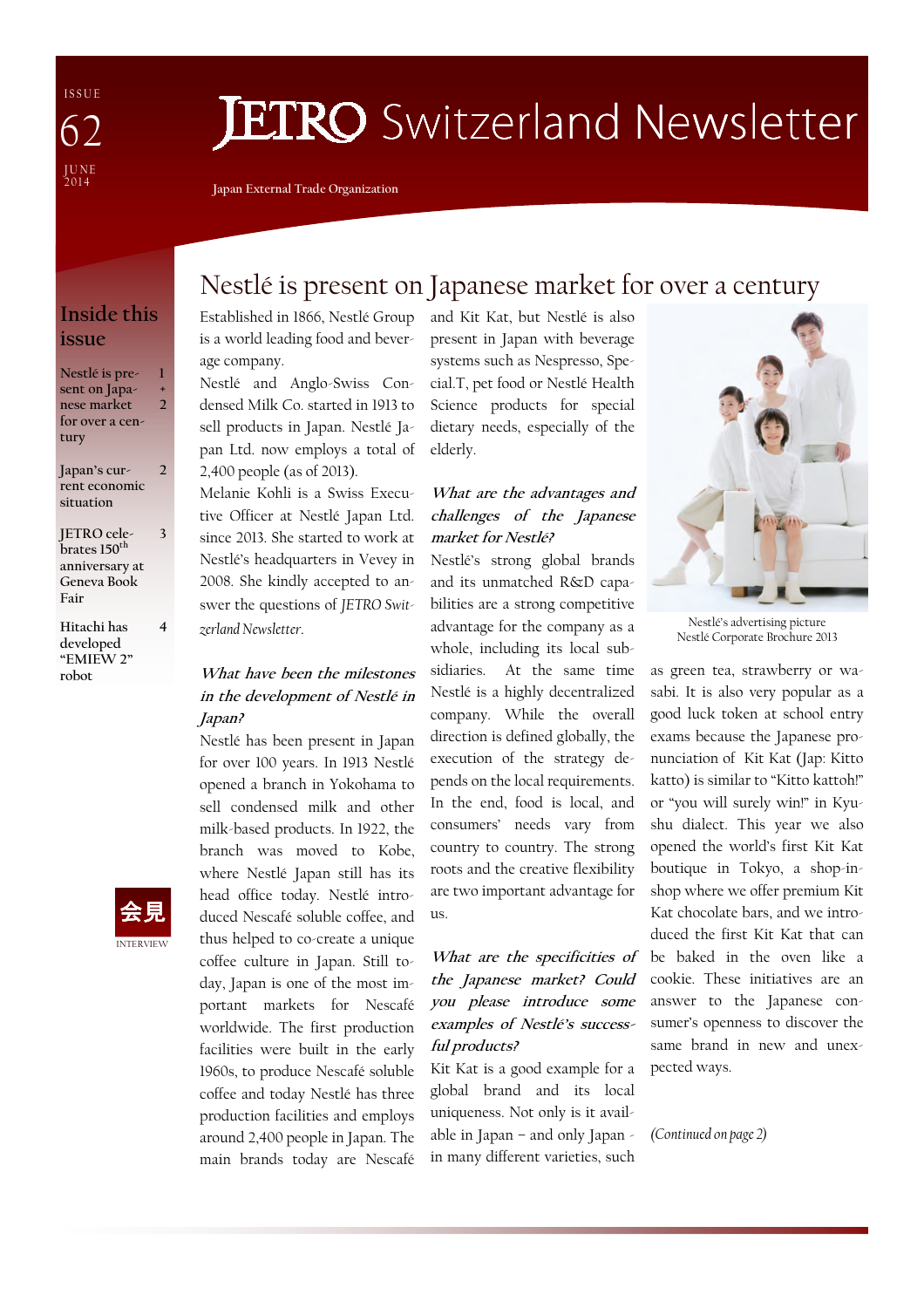ISSUE 62
JUNE 2014

# JETRO Switzerland Newsletter

Japan External Trade Organization

## Inside this issue

| | |
|---|---|
| Nestlé is present on Japanese market for over a century | 1 + 2 |
| Japan's current economic situation | 2 |
| JETRO celebrates 150th anniversary at Geneva Book Fair | 3 |
| Hitachi has developed "EMIEW 2" robot | 4 |

会見
INTERVIEW

# Nestlé is present on Japanese market for over a century

Established in 1866, Nestlé Group is a world leading food and beverage company.

Nestlé and Anglo-Swiss Condensed Milk Co. started in 1913 to sell products in Japan. Nestlé Japan Ltd. now employs a total of 2,400 people (as of 2013).

Melanie Kohli is a Swiss Executive Officer at Nestlé Japan Ltd. since 2013. She started to work at Nestlé's headquarters in Vevey in 2008. She kindly accepted to answer the questions of *JETRO Switzerland Newsletter*.

***What have been the milestones in the development of Nestlé in Japan?***

Nestlé has been present in Japan for over 100 years. In 1913 Nestlé opened a branch in Yokohama to sell condensed milk and other milk-based products. In 1922, the branch was moved to Kobe, where Nestlé Japan still has its head office today. Nestlé introduced Nescafé soluble coffee, and thus helped to co-create a unique coffee culture in Japan. Still today, Japan is one of the most important markets for Nescafé worldwide. The first production facilities were built in the early 1960s, to produce Nescafé soluble coffee and today Nestlé has three production facilities and employs around 2,400 people in Japan. The main brands today are Nescafé and Kit Kat, but Nestlé is also present in Japan with beverage systems such as Nespresso, Special.T, pet food or Nestlé Health Science products for special dietary needs, especially of the elderly.

***What are the advantages and challenges of the Japanese market for Nestlé?***

Nestlé's strong global brands and its unmatched R&D capabilities are a strong competitive advantage for the company as a whole, including its local subsidiaries. At the same time Nestlé is a highly decentralized company. While the overall direction is defined globally, the execution of the strategy depends on the local requirements. In the end, food is local, and consumers' needs vary from country to country. The strong roots and the creative flexibility are two important advantage for us.

***What are the specificities of the Japanese market? Could you please introduce some examples of Nestlé's successful products?***

Kit Kat is a good example for a global brand and its local uniqueness. Not only is it available in Japan – and only Japan - in many different varieties, such as green tea, strawberry or wasabi. It is also very popular as a good luck token at school entry exams because the Japanese pronunciation of Kit Kat (Jap: Kitto katto) is similar to "Kitto kattoh!" or "you will surely win!" in Kyushu dialect. This year we also opened the world's first Kit Kat boutique in Tokyo, a shop-in-shop where we offer premium Kit Kat chocolate bars, and we introduced the first Kit Kat that can be baked in the oven like a cookie. These initiatives are an answer to the Japanese consumer's openness to discover the same brand in new and unexpected ways.

Nestlé's advertising picture
Nestlé Corporate Brochure 2013

*(Continued on page 2)*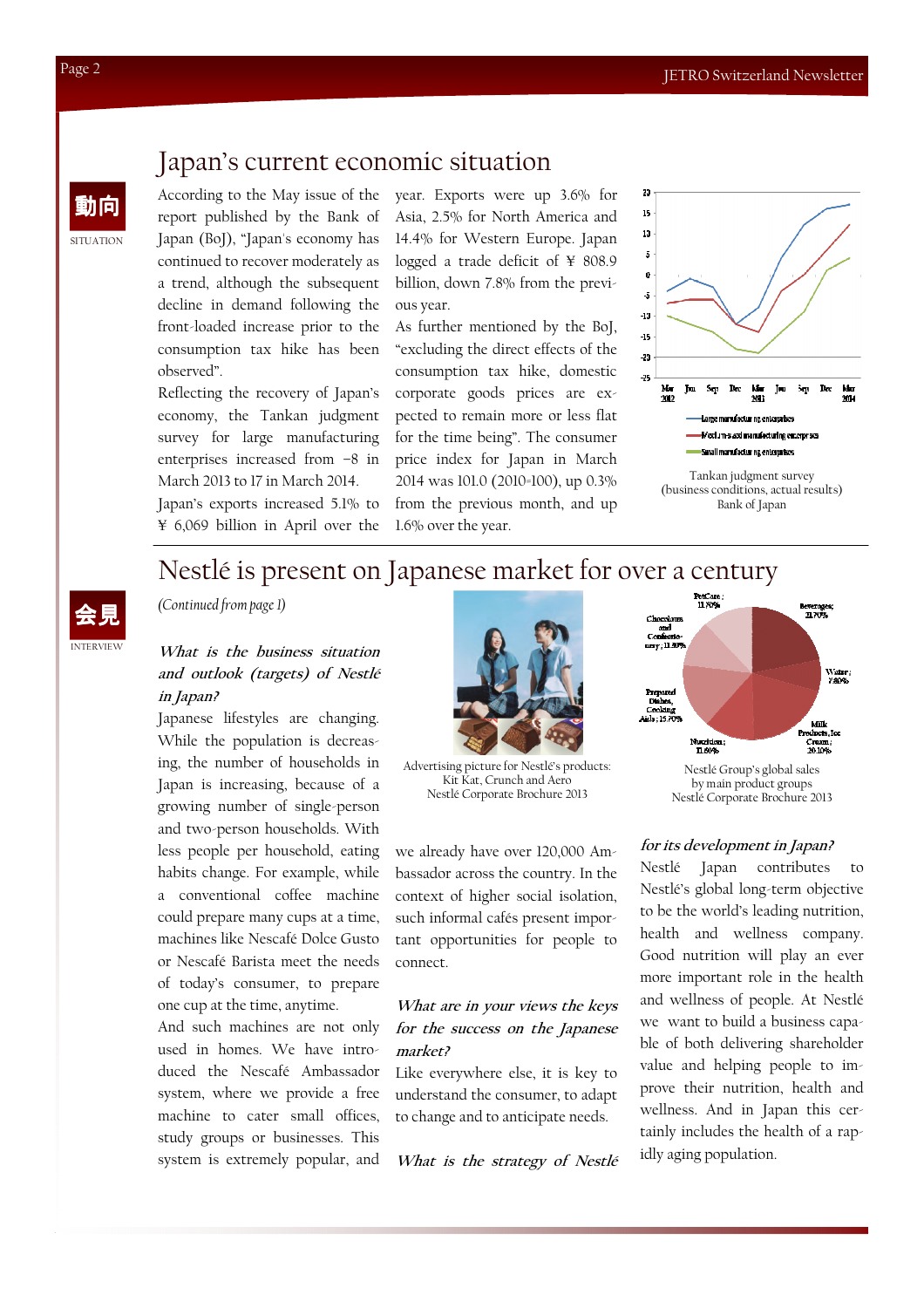# Japan's current economic situation

動向

SITUATION

According to the May issue of the report published by the Bank of Japan (BoJ), "Japan's economy has continued to recover moderately as a trend, although the subsequent decline in demand following the front-loaded increase prior to the consumption tax hike has been observed".

Reflecting the recovery of Japan's economy, the Tankan judgment survey for large manufacturing enterprises increased from −8 in March 2013 to 17 in March 2014.

Japan's exports increased 5.1% to ¥ 6,069 billion in April over the year. Exports were up 3.6% for Asia, 2.5% for North America and 14.4% for Western Europe. Japan logged a trade deficit of ¥ 808.9 billion, down 7.8% from the previous year.

As further mentioned by the BoJ, "excluding the direct effects of the consumption tax hike, domestic corporate goods prices are expected to remain more or less flat for the time being". The consumer price index for Japan in March 2014 was 101.0 (2010=100), up 0.3% from the previous month, and up 1.6% over the year.

20
15
10
5
0
-5
-10
-15
-20
-25

Mar 2012
Jun
Sep
Dec
Mar 2013
Jun
Sep
Dec
Mar 2014

Large manufacturing enterprises
Medium-sized manufacturing enterprises
Small manufacturing enterprises

Tankan judgment survey
(business conditions, actual results)
Bank of Japan

# Nestlé is present on Japanese market for over a century

会見

INTERVIEW

*(Continued from page 1)*

***What is the business situation and outlook (targets) of Nestlé in Japan?***

Japanese lifestyles are changing. While the population is decreasing, the number of households in Japan is increasing, because of a growing number of single-person and two-person households. With less people per household, eating habits change. For example, while a conventional coffee machine could prepare many cups at a time, machines like Nescafé Dolce Gusto or Nescafé Barista meet the needs of today's consumer, to prepare one cup at the time, anytime.

And such machines are not only used in homes. We have introduced the Nescafé Ambassador system, where we provide a free machine to cater small offices, study groups or businesses. This system is extremely popular, and we already have over 120,000 Ambassador across the country. In the context of higher social isolation, such informal cafés present important opportunities for people to connect.

Advertising picture for Nestlé's products: Kit Kat, Crunch and Aero
Nestlé Corporate Brochure 2013

PetCare; 11.90%
Beverages; 21.70%
Water; 7.80%
Milk Products, Ice Cream; 20.10%
Nutrition; 11.60%
Prepared Dishes, Cooking Aids; 15.70%
Chocolates and Confectionery; 11.30%

Nestlé Group's global sales by main product groups
Nestlé Corporate Brochure 2013

***What are in your views the keys for the success on the Japanese market?***

Like everywhere else, it is key to understand the consumer, to adapt to change and to anticipate needs.

***What is the strategy of Nestlé for its development in Japan?***

Nestlé Japan contributes to Nestlé's global long-term objective to be the world's leading nutrition, health and wellness company. Good nutrition will play an ever more important role in the health and wellness of people. At Nestlé we want to build a business capable of both delivering shareholder value and helping people to improve their nutrition, health and wellness. And in Japan this certainly includes the health of a rapidly aging population.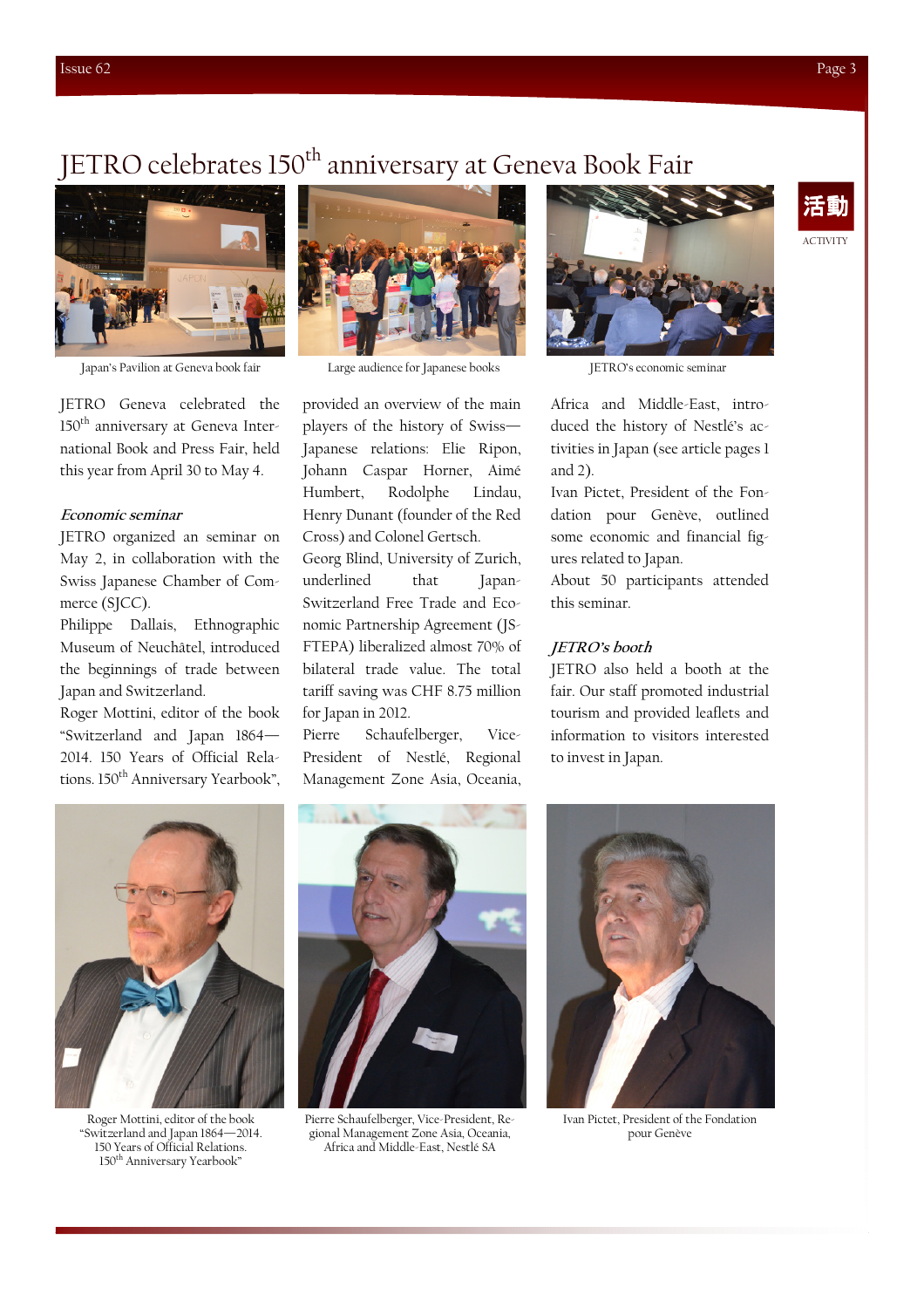# JETRO celebrates 150th anniversary at Geneva Book Fair

活動

ACTIVITY

Japan's Pavilion at Geneva book fair

Large audience for Japanese books

JETRO's economic seminar

JETRO Geneva celebrated the 150th anniversary at Geneva International Book and Press Fair, held this year from April 30 to May 4.

***Economic seminar***

JETRO organized an seminar on May 2, in collaboration with the Swiss Japanese Chamber of Commerce (SJCC).

Philippe Dallais, Ethnographic Museum of Neuchâtel, introduced the beginnings of trade between Japan and Switzerland.

Roger Mottini, editor of the book "Switzerland and Japan 1864—2014. 150 Years of Official Relations. 150th Anniversary Yearbook", provided an overview of the main players of the history of Swiss—Japanese relations: Elie Ripon, Johann Caspar Horner, Aimé Humbert, Rodolphe Lindau, Henry Dunant (founder of the Red Cross) and Colonel Gertsch.

Georg Blind, University of Zurich, underlined that Japan-Switzerland Free Trade and Economic Partnership Agreement (JSFTEPA) liberalized almost 70% of bilateral trade value. The total tariff saving was CHF 8.75 million for Japan in 2012.

Pierre Schaufelberger, Vice-President of Nestlé, Regional Management Zone Asia, Oceania, Africa and Middle-East, introduced the history of Nestlé's activities in Japan (see article pages 1 and 2).

Ivan Pictet, President of the Fondation pour Genève, outlined some economic and financial figures related to Japan.

About 50 participants attended this seminar.

***JETRO's booth***

JETRO also held a booth at the fair. Our staff promoted industrial tourism and provided leaflets and information to visitors interested to invest in Japan.

Roger Mottini, editor of the book "Switzerland and Japan 1864—2014. 150 Years of Official Relations. 150th Anniversary Yearbook"

Pierre Schaufelberger, Vice-President, Regional Management Zone Asia, Oceania, Africa and Middle-East, Nestlé SA

Ivan Pictet, President of the Fondation pour Genève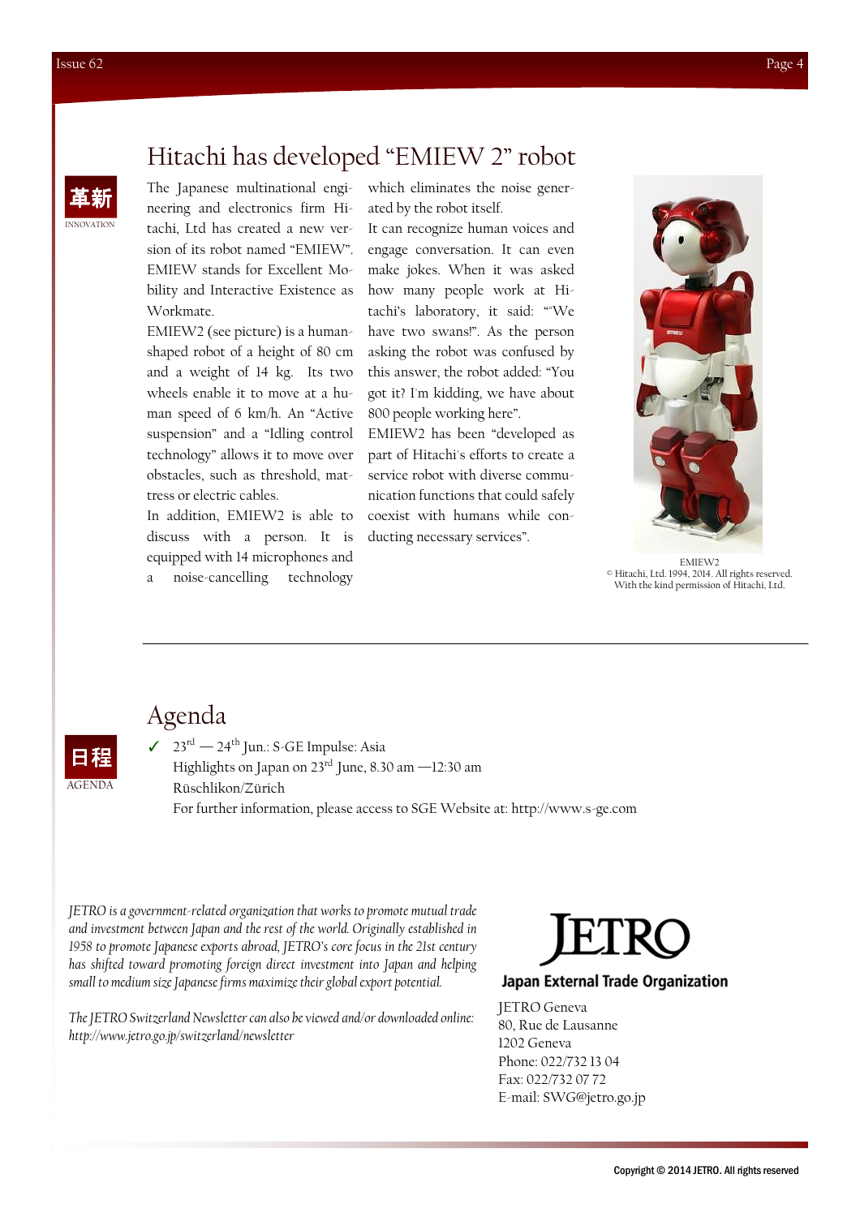革新

INNOVATION

## Hitachi has developed “EMIEW 2” robot

The Japanese multinational engineering and electronics firm Hitachi, Ltd has created a new version of its robot named “EMIEW”. EMIEW stands for Excellent Mobility and Interactive Existence as Workmate.

EMIEW2 (see picture) is a human-shaped robot of a height of 80 cm and a weight of 14 kg. Its two wheels enable it to move at a human speed of 6 km/h. An “Active suspension” and a “Idling control technology” allows it to move over obstacles, such as threshold, mattress or electric cables.

In addition, EMIEW2 is able to discuss with a person. It is equipped with 14 microphones and a noise-cancelling technology which eliminates the noise generated by the robot itself.

It can recognize human voices and engage conversation. It can even make jokes. When it was asked how many people work at Hitachi’s laboratory, it said: “’We have two swans!”. As the person asking the robot was confused by this answer, the robot added: “You got it? I’m kidding, we have about 800 people working here”.

EMIEW2 has been “developed as part of Hitachi's efforts to create a service robot with diverse communication functions that could safely coexist with humans while conducting necessary services”.

EMIEW2
© Hitachi, Ltd. 1994, 2014. All rights reserved.
With the kind permission of Hitachi, Ltd.

---

日程

AGENDA

## Agenda

- ✓ 23rd — 24th Jun.: S-GE Impulse: Asia
  Highlights on Japan on 23rd June, 8.30 am —12:30 am
  Rüschlikon/Zürich
  For further information, please access to SGE Website at: http://www.s-ge.com

*JETRO is a government-related organization that works to promote mutual trade and investment between Japan and the rest of the world. Originally established in 1958 to promote Japanese exports abroad, JETRO’s core focus in the 21st century has shifted toward promoting foreign direct investment into Japan and helping small to medium size Japanese firms maximize their global export potential.*

*The JETRO Switzerland Newsletter can also be viewed and/or downloaded online: http://www.jetro.go.jp/switzerland/newsletter*

JETRO
**Japan External Trade Organization**

JETRO Geneva
80, Rue de Lausanne
1202 Geneva
Phone: 022/732 13 04
Fax: 022/732 07 72
E-mail: SWG@jetro.go.jp

Copyright © 2014 JETRO. All rights reserved